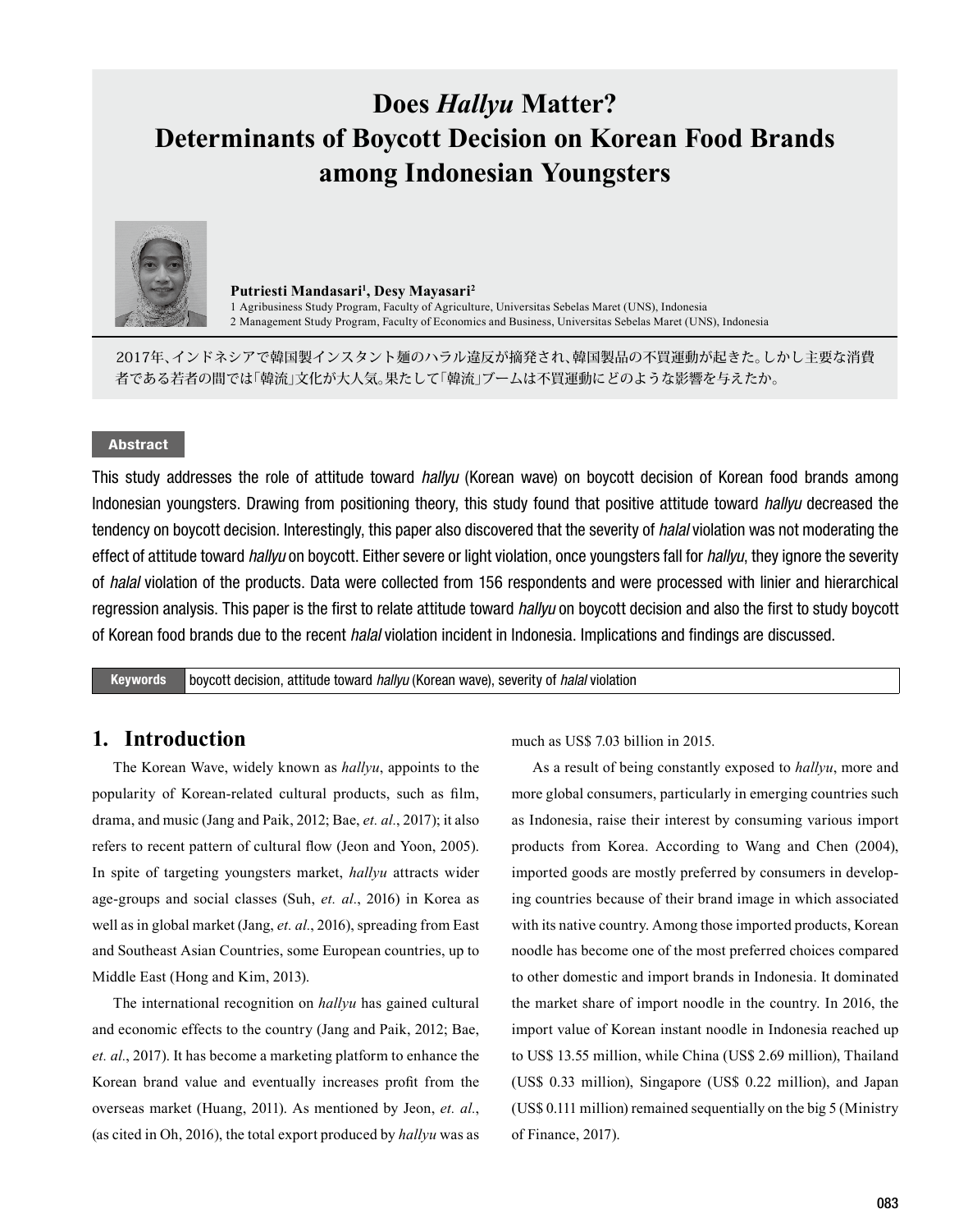# Does *Hallyu* Matter? Determinants of Boycott Decision on Korean Food Brands among Indonesian Youngsters

**Putriesti Mandasari[1], Desy Mayasari[2]**

1 Agribusiness Study Program, Faculty of Agriculture, Universitas Sebelas Maret (UNS), Indonesia
2 Management Study Program, Faculty of Economics and Business, Universitas Sebelas Maret (UNS), Indonesia

2017年、インドネシアで韓国製インスタント麺のハラル違反が摘発され、韓国製品の不買運動が起きた。しかし主要な消費者である若者の間では「韓流」文化が大人気。果たして「韓流」ブームは不買運動にどのような影響を与えたか。

**Abstract**

This study addresses the role of attitude toward *hallyu* (Korean wave) on boycott decision of Korean food brands among Indonesian youngsters. Drawing from positioning theory, this study found that positive attitude toward *hallyu* decreased the tendency on boycott decision. Interestingly, this paper also discovered that the severity of *halal* violation was not moderating the effect of attitude toward *hallyu* on boycott. Either severe or light violation, once youngsters fall for *hallyu*, they ignore the severity of *halal* violation of the products. Data were collected from 156 respondents and were processed with linier and hierarchical regression analysis. This paper is the first to relate attitude toward *hallyu* on boycott decision and also the first to study boycott of Korean food brands due to the recent *halal* violation incident in Indonesia. Implications and findings are discussed.

**Keywords** boycott decision, attitude toward *hallyu* (Korean wave), severity of *halal* violation

## 1. Introduction

The Korean Wave, widely known as *hallyu*, appoints to the popularity of Korean-related cultural products, such as film, drama, and music (Jang and Paik, 2012; Bae, *et. al.*, 2017); it also refers to recent pattern of cultural flow (Jeon and Yoon, 2005). In spite of targeting youngsters market, *hallyu* attracts wider age-groups and social classes (Suh, *et. al.*, 2016) in Korea as well as in global market (Jang, *et. al.*, 2016), spreading from East and Southeast Asian Countries, some European countries, up to Middle East (Hong and Kim, 2013).

The international recognition on *hallyu* has gained cultural and economic effects to the country (Jang and Paik, 2012; Bae, *et. al.*, 2017). It has become a marketing platform to enhance the Korean brand value and eventually increases profit from the overseas market (Huang, 2011). As mentioned by Jeon, *et. al.*, (as cited in Oh, 2016), the total export produced by *hallyu* was as much as US$ 7.03 billion in 2015.

As a result of being constantly exposed to *hallyu*, more and more global consumers, particularly in emerging countries such as Indonesia, raise their interest by consuming various import products from Korea. According to Wang and Chen (2004), imported goods are mostly preferred by consumers in developing countries because of their brand image in which associated with its native country. Among those imported products, Korean noodle has become one of the most preferred choices compared to other domestic and import brands in Indonesia. It dominated the market share of import noodle in the country. In 2016, the import value of Korean instant noodle in Indonesia reached up to US$ 13.55 million, while China (US$ 2.69 million), Thailand (US$ 0.33 million), Singapore (US$ 0.22 million), and Japan (US$ 0.111 million) remained sequentially on the big 5 (Ministry of Finance, 2017).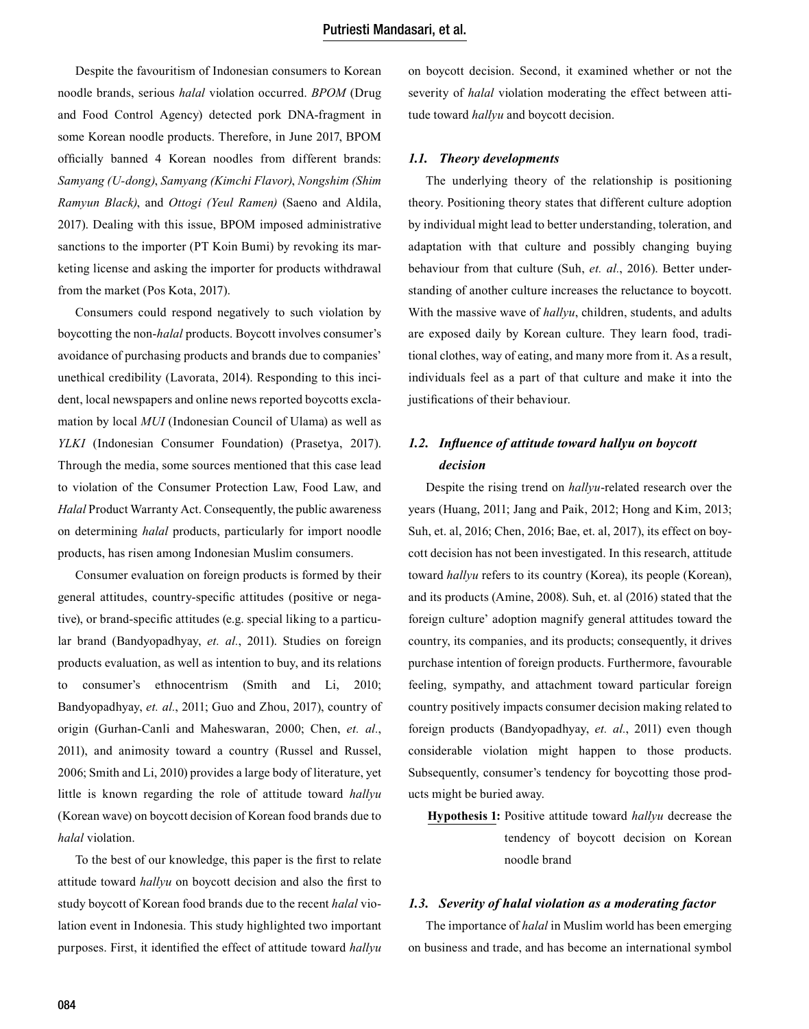Despite the favouritism of Indonesian consumers to Korean noodle brands, serious *halal* violation occurred. *BPOM* (Drug and Food Control Agency) detected pork DNA-fragment in some Korean noodle products. Therefore, in June 2017, BPOM officially banned 4 Korean noodles from different brands: *Samyang (U-dong)*, *Samyang (Kimchi Flavor)*, *Nongshim (Shim Ramyun Black)*, and *Ottogi (Yeul Ramen)* (Saeno and Aldila, 2017). Dealing with this issue, BPOM imposed administrative sanctions to the importer (PT Koin Bumi) by revoking its marketing license and asking the importer for products withdrawal from the market (Pos Kota, 2017).

Consumers could respond negatively to such violation by boycotting the non-*halal* products. Boycott involves consumer's avoidance of purchasing products and brands due to companies' unethical credibility (Lavorata, 2014). Responding to this incident, local newspapers and online news reported boycotts exclamation by local *MUI* (Indonesian Council of Ulama) as well as *YLKI* (Indonesian Consumer Foundation) (Prasetya, 2017). Through the media, some sources mentioned that this case lead to violation of the Consumer Protection Law, Food Law, and *Halal* Product Warranty Act. Consequently, the public awareness on determining *halal* products, particularly for import noodle products, has risen among Indonesian Muslim consumers.

Consumer evaluation on foreign products is formed by their general attitudes, country-specific attitudes (positive or negative), or brand-specific attitudes (e.g. special liking to a particular brand (Bandyopadhyay, *et. al.*, 2011). Studies on foreign products evaluation, as well as intention to buy, and its relations to consumer's ethnocentrism (Smith and Li, 2010; Bandyopadhyay, *et. al.*, 2011; Guo and Zhou, 2017), country of origin (Gurhan-Canli and Maheswaran, 2000; Chen, *et. al.*, 2011), and animosity toward a country (Russel and Russel, 2006; Smith and Li, 2010) provides a large body of literature, yet little is known regarding the role of attitude toward *hallyu* (Korean wave) on boycott decision of Korean food brands due to *halal* violation.

To the best of our knowledge, this paper is the first to relate attitude toward *hallyu* on boycott decision and also the first to study boycott of Korean food brands due to the recent *halal* violation event in Indonesia. This study highlighted two important purposes. First, it identified the effect of attitude toward *hallyu* on boycott decision. Second, it examined whether or not the severity of *halal* violation moderating the effect between attitude toward *hallyu* and boycott decision.

### *1.1. Theory developments*

The underlying theory of the relationship is positioning theory. Positioning theory states that different culture adoption by individual might lead to better understanding, toleration, and adaptation with that culture and possibly changing buying behaviour from that culture (Suh, *et. al.*, 2016). Better understanding of another culture increases the reluctance to boycott. With the massive wave of *hallyu*, children, students, and adults are exposed daily by Korean culture. They learn food, traditional clothes, way of eating, and many more from it. As a result, individuals feel as a part of that culture and make it into the justifications of their behaviour.

### *1.2. Influence of attitude toward hallyu on boycott decision*

Despite the rising trend on *hallyu*-related research over the years (Huang, 2011; Jang and Paik, 2012; Hong and Kim, 2013; Suh, et. al, 2016; Chen, 2016; Bae, et. al, 2017), its effect on boycott decision has not been investigated. In this research, attitude toward *hallyu* refers to its country (Korea), its people (Korean), and its products (Amine, 2008). Suh, et. al (2016) stated that the foreign culture' adoption magnify general attitudes toward the country, its companies, and its products; consequently, it drives purchase intention of foreign products. Furthermore, favourable feeling, sympathy, and attachment toward particular foreign country positively impacts consumer decision making related to foreign products (Bandyopadhyay, *et. al.*, 2011) even though considerable violation might happen to those products. Subsequently, consumer's tendency for boycotting those products might be buried away.

**Hypothesis 1:** Positive attitude toward *hallyu* decrease the tendency of boycott decision on Korean noodle brand

### *1.3. Severity of halal violation as a moderating factor*

The importance of *halal* in Muslim world has been emerging on business and trade, and has become an international symbol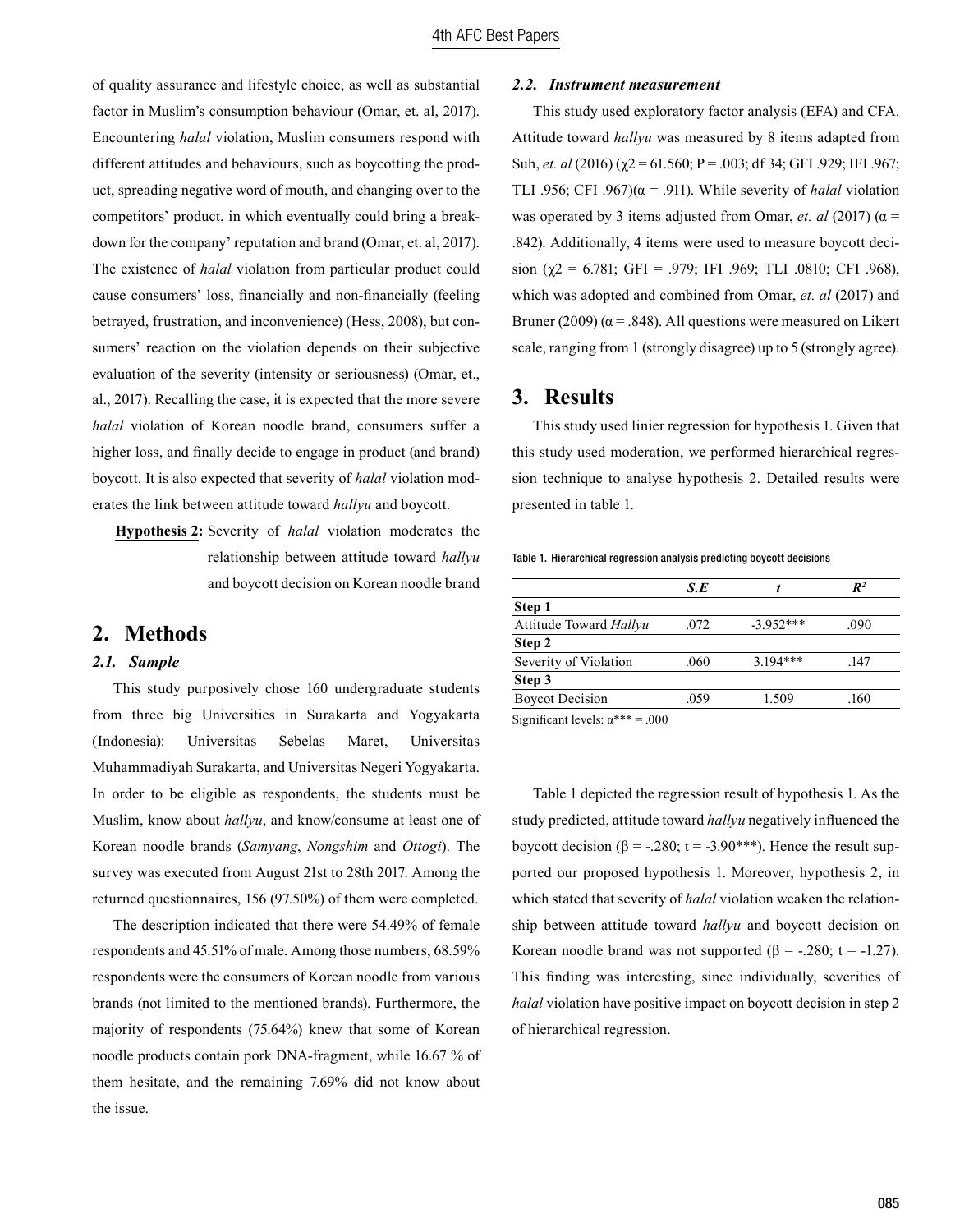of quality assurance and lifestyle choice, as well as substantial factor in Muslim's consumption behaviour (Omar, et. al, 2017). Encountering *halal* violation, Muslim consumers respond with different attitudes and behaviours, such as boycotting the product, spreading negative word of mouth, and changing over to the competitors' product, in which eventually could bring a breakdown for the company' reputation and brand (Omar, et. al, 2017). The existence of *halal* violation from particular product could cause consumers' loss, financially and non-financially (feeling betrayed, frustration, and inconvenience) (Hess, 2008), but consumers' reaction on the violation depends on their subjective evaluation of the severity (intensity or seriousness) (Omar, et., al., 2017). Recalling the case, it is expected that the more severe *halal* violation of Korean noodle brand, consumers suffer a higher loss, and finally decide to engage in product (and brand) boycott. It is also expected that severity of *halal* violation moderates the link between attitude toward *hallyu* and boycott.

**Hypothesis 2:** Severity of *halal* violation moderates the relationship between attitude toward *hallyu* and boycott decision on Korean noodle brand

## 2. Methods

### 2.1. Sample

This study purposively chose 160 undergraduate students from three big Universities in Surakarta and Yogyakarta (Indonesia): Universitas Sebelas Maret, Universitas Muhammadiyah Surakarta, and Universitas Negeri Yogyakarta. In order to be eligible as respondents, the students must be Muslim, know about *hallyu*, and know/consume at least one of Korean noodle brands (*Samyang*, *Nongshim* and *Ottogi*). The survey was executed from August 21st to 28th 2017. Among the returned questionnaires, 156 (97.50%) of them were completed.

The description indicated that there were 54.49% of female respondents and 45.51% of male. Among those numbers, 68.59% respondents were the consumers of Korean noodle from various brands (not limited to the mentioned brands). Furthermore, the majority of respondents (75.64%) knew that some of Korean noodle products contain pork DNA-fragment, while 16.67 % of them hesitate, and the remaining 7.69% did not know about the issue.

### 2.2. Instrument measurement

This study used exploratory factor analysis (EFA) and CFA. Attitude toward *hallyu* was measured by 8 items adapted from Suh, *et. al* (2016) ($\chi2$ = 61.560; P = .003; df 34; GFI .929; IFI .967; TLI .956; CFI .967)($\alpha$ = .911). While severity of *halal* violation was operated by 3 items adjusted from Omar, *et. al* (2017) ($\alpha$ = .842). Additionally, 4 items were used to measure boycott decision ($\chi2$ = 6.781; GFI = .979; IFI .969; TLI .0810; CFI .968), which was adopted and combined from Omar, *et. al* (2017) and Bruner (2009) ($\alpha$ = .848). All questions were measured on Likert scale, ranging from 1 (strongly disagree) up to 5 (strongly agree).

## 3. Results

This study used linier regression for hypothesis 1. Given that this study used moderation, we performed hierarchical regression technique to analyse hypothesis 2. Detailed results were presented in table 1.

Table 1. Hierarchical regression analysis predicting boycott decisions

| | ***S.E*** | ***t*** | $R^2$ |
|---|---|---|---|
| **Step 1** | | | |
| Attitude Toward *Hallyu* | .072 | -3.952*** | .090 |
| **Step 2** | | | |
| Severity of Violation | .060 | 3.194*** | .147 |
| **Step 3** | | | |
| Boycot Decision | .059 | 1.509 | .160 |

Significant levels: $\alpha$*** = .000

Table 1 depicted the regression result of hypothesis 1. As the study predicted, attitude toward *hallyu* negatively influenced the boycott decision ($\beta$ = -.280; t = -3.90***). Hence the result supported our proposed hypothesis 1. Moreover, hypothesis 2, in which stated that severity of *halal* violation weaken the relationship between attitude toward *hallyu* and boycott decision on Korean noodle brand was not supported ($\beta$ = -.280; t = -1.27). This finding was interesting, since individually, severities of *halal* violation have positive impact on boycott decision in step 2 of hierarchical regression.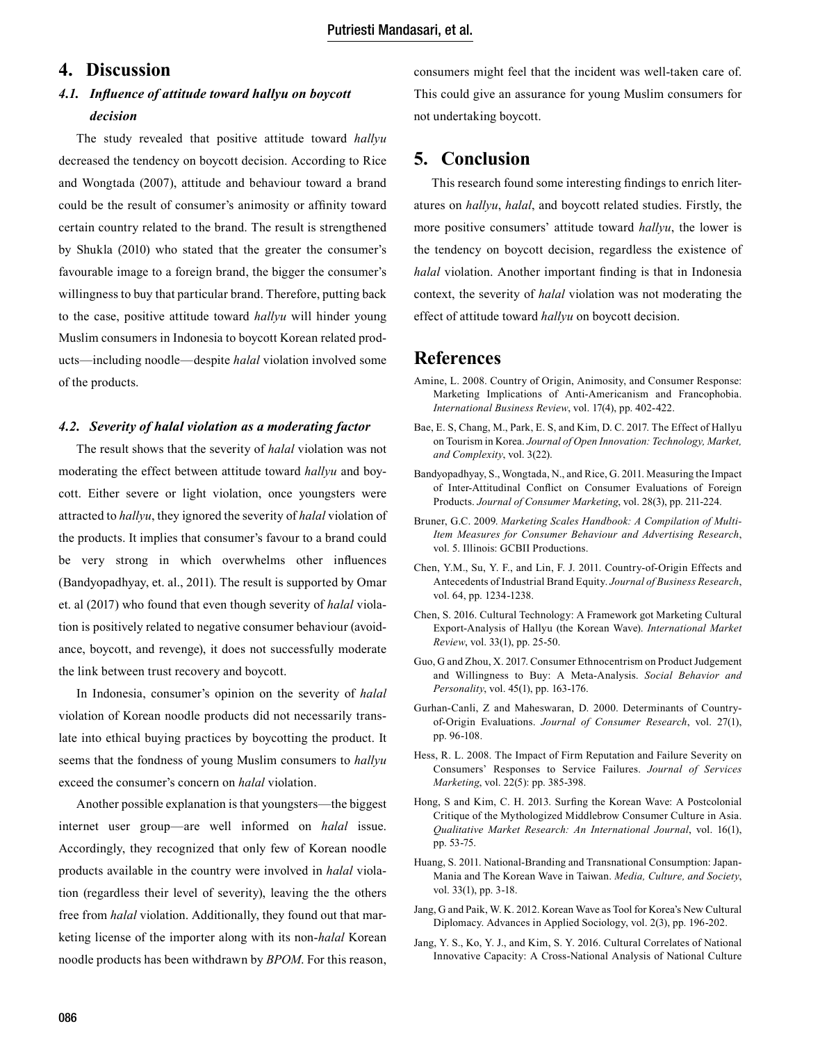## 4. Discussion

### *4.1. Influence of attitude toward hallyu on boycott decision*

The study revealed that positive attitude toward *hallyu* decreased the tendency on boycott decision. According to Rice and Wongtada (2007), attitude and behaviour toward a brand could be the result of consumer's animosity or affinity toward certain country related to the brand. The result is strengthened by Shukla (2010) who stated that the greater the consumer's favourable image to a foreign brand, the bigger the consumer's willingness to buy that particular brand. Therefore, putting back to the case, positive attitude toward *hallyu* will hinder young Muslim consumers in Indonesia to boycott Korean related products—including noodle—despite *halal* violation involved some of the products.

### *4.2. Severity of halal violation as a moderating factor*

The result shows that the severity of *halal* violation was not moderating the effect between attitude toward *hallyu* and boycott. Either severe or light violation, once youngsters were attracted to *hallyu*, they ignored the severity of *halal* violation of the products. It implies that consumer's favour to a brand could be very strong in which overwhelms other influences (Bandyopadhyay, et. al., 2011). The result is supported by Omar et. al (2017) who found that even though severity of *halal* violation is positively related to negative consumer behaviour (avoidance, boycott, and revenge), it does not successfully moderate the link between trust recovery and boycott.

In Indonesia, consumer's opinion on the severity of *halal* violation of Korean noodle products did not necessarily translate into ethical buying practices by boycotting the product. It seems that the fondness of young Muslim consumers to *hallyu* exceed the consumer's concern on *halal* violation.

Another possible explanation is that youngsters—the biggest internet user group—are well informed on *halal* issue. Accordingly, they recognized that only few of Korean noodle products available in the country were involved in *halal* violation (regardless their level of severity), leaving the the others free from *halal* violation. Additionally, they found out that marketing license of the importer along with its non-*halal* Korean noodle products has been withdrawn by *BPOM*. For this reason, consumers might feel that the incident was well-taken care of. This could give an assurance for young Muslim consumers for not undertaking boycott.

## 5. Conclusion

This research found some interesting findings to enrich literatures on *hallyu*, *halal*, and boycott related studies. Firstly, the more positive consumers' attitude toward *hallyu*, the lower is the tendency on boycott decision, regardless the existence of *halal* violation. Another important finding is that in Indonesia context, the severity of *halal* violation was not moderating the effect of attitude toward *hallyu* on boycott decision.

## References

Amine, L. 2008. Country of Origin, Animosity, and Consumer Response: Marketing Implications of Anti-Americanism and Francophobia. *International Business Review*, vol. 17(4), pp. 402-422.

Bae, E. S, Chang, M., Park, E. S, and Kim, D. C. 2017. The Effect of Hallyu on Tourism in Korea. *Journal of Open Innovation: Technology, Market, and Complexity*, vol. 3(22).

Bandyopadhyay, S., Wongtada, N., and Rice, G. 2011. Measuring the Impact of Inter-Attitudinal Conflict on Consumer Evaluations of Foreign Products. *Journal of Consumer Marketing*, vol. 28(3), pp. 211-224.

Bruner, G.C. 2009. *Marketing Scales Handbook: A Compilation of Multi-Item Measures for Consumer Behaviour and Advertising Research*, vol. 5. Illinois: GCBII Productions.

Chen, Y.M., Su, Y. F., and Lin, F. J. 2011. Country-of-Origin Effects and Antecedents of Industrial Brand Equity. *Journal of Business Research*, vol. 64, pp. 1234-1238.

Chen, S. 2016. Cultural Technology: A Framework got Marketing Cultural Export-Analysis of Hallyu (the Korean Wave). *International Market Review*, vol. 33(1), pp. 25-50.

Guo, G and Zhou, X. 2017. Consumer Ethnocentrism on Product Judgement and Willingness to Buy: A Meta-Analysis. *Social Behavior and Personality*, vol. 45(1), pp. 163-176.

Gurhan-Canli, Z and Maheswaran, D. 2000. Determinants of Country-of-Origin Evaluations. *Journal of Consumer Research*, vol. 27(1), pp. 96-108.

Hess, R. L. 2008. The Impact of Firm Reputation and Failure Severity on Consumers' Responses to Service Failures. *Journal of Services Marketing*, vol. 22(5): pp. 385-398.

Hong, S and Kim, C. H. 2013. Surfing the Korean Wave: A Postcolonial Critique of the Mythologized Middlebrow Consumer Culture in Asia. *Qualitative Market Research: An International Journal*, vol. 16(1), pp. 53-75.

Huang, S. 2011. National-Branding and Transnational Consumption: Japan-Mania and The Korean Wave in Taiwan. *Media, Culture, and Society*, vol. 33(1), pp. 3-18.

Jang, G and Paik, W. K. 2012. Korean Wave as Tool for Korea's New Cultural Diplomacy. Advances in Applied Sociology, vol. 2(3), pp. 196-202.

Jang, Y. S., Ko, Y. J., and Kim, S. Y. 2016. Cultural Correlates of National Innovative Capacity: A Cross-National Analysis of National Culture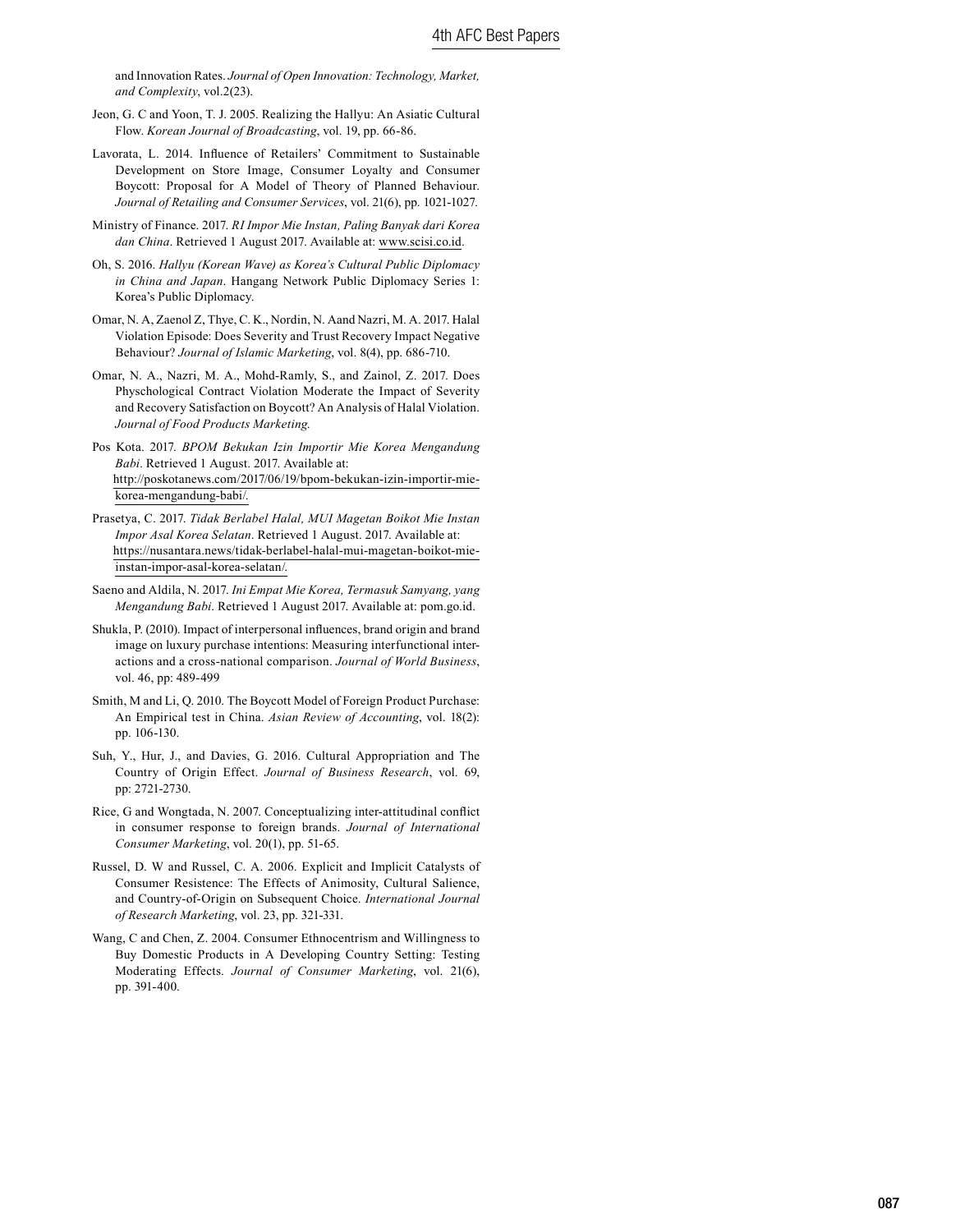and Innovation Rates. *Journal of Open Innovation: Technology, Market, and Complexity*, vol.2(23).

Jeon, G. C and Yoon, T. J. 2005. Realizing the Hallyu: An Asiatic Cultural Flow. *Korean Journal of Broadcasting*, vol. 19, pp. 66-86.

Lavorata, L. 2014. Influence of Retailers' Commitment to Sustainable Development on Store Image, Consumer Loyalty and Consumer Boycott: Proposal for A Model of Theory of Planned Behaviour. *Journal of Retailing and Consumer Services*, vol. 21(6), pp. 1021-1027.

Ministry of Finance. 2017. *RI Impor Mie Instan, Paling Banyak dari Korea dan China*. Retrieved 1 August 2017. Available at: www.scisi.co.id.

Oh, S. 2016. *Hallyu (Korean Wave) as Korea's Cultural Public Diplomacy in China and Japan*. Hangang Network Public Diplomacy Series 1: Korea's Public Diplomacy.

Omar, N. A, Zaenol Z, Thye, C. K., Nordin, N. Aand Nazri, M. A. 2017. Halal Violation Episode: Does Severity and Trust Recovery Impact Negative Behaviour? *Journal of Islamic Marketing*, vol. 8(4), pp. 686-710.

Omar, N. A., Nazri, M. A., Mohd-Ramly, S., and Zainol, Z. 2017. Does Physchological Contract Violation Moderate the Impact of Severity and Recovery Satisfaction on Boycott? An Analysis of Halal Violation. *Journal of Food Products Marketing*.

Pos Kota. 2017. *BPOM Bekukan Izin Importir Mie Korea Mengandung Babi*. Retrieved 1 August. 2017. Available at: http://poskotanews.com/2017/06/19/bpom-bekukan-izin-importir-mie-korea-mengandung-babi/.

Prasetya, C. 2017. *Tidak Berlabel Halal, MUI Magetan Boikot Mie Instan Impor Asal Korea Selatan*. Retrieved 1 August. 2017. Available at: https://nusantara.news/tidak-berlabel-halal-mui-magetan-boikot-mie-instan-impor-asal-korea-selatan/.

Saeno and Aldila, N. 2017. *Ini Empat Mie Korea, Termasuk Samyang, yang Mengandung Babi*. Retrieved 1 August 2017. Available at: pom.go.id.

Shukla, P. (2010). Impact of interpersonal influences, brand origin and brand image on luxury purchase intentions: Measuring interfunctional interactions and a cross-national comparison. *Journal of World Business*, vol. 46, pp: 489-499

Smith, M and Li, Q. 2010. The Boycott Model of Foreign Product Purchase: An Empirical test in China. *Asian Review of Accounting*, vol. 18(2): pp. 106-130.

Suh, Y., Hur, J., and Davies, G. 2016. Cultural Appropriation and The Country of Origin Effect. *Journal of Business Research*, vol. 69, pp: 2721-2730.

Rice, G and Wongtada, N. 2007. Conceptualizing inter-attitudinal conflict in consumer response to foreign brands. *Journal of International Consumer Marketing*, vol. 20(1), pp. 51-65.

Russel, D. W and Russel, C. A. 2006. Explicit and Implicit Catalysts of Consumer Resistence: The Effects of Animosity, Cultural Salience, and Country-of-Origin on Subsequent Choice. *International Journal of Research Marketing*, vol. 23, pp. 321-331.

Wang, C and Chen, Z. 2004. Consumer Ethnocentrism and Willingness to Buy Domestic Products in A Developing Country Setting: Testing Moderating Effects. *Journal of Consumer Marketing*, vol. 21(6), pp. 391-400.